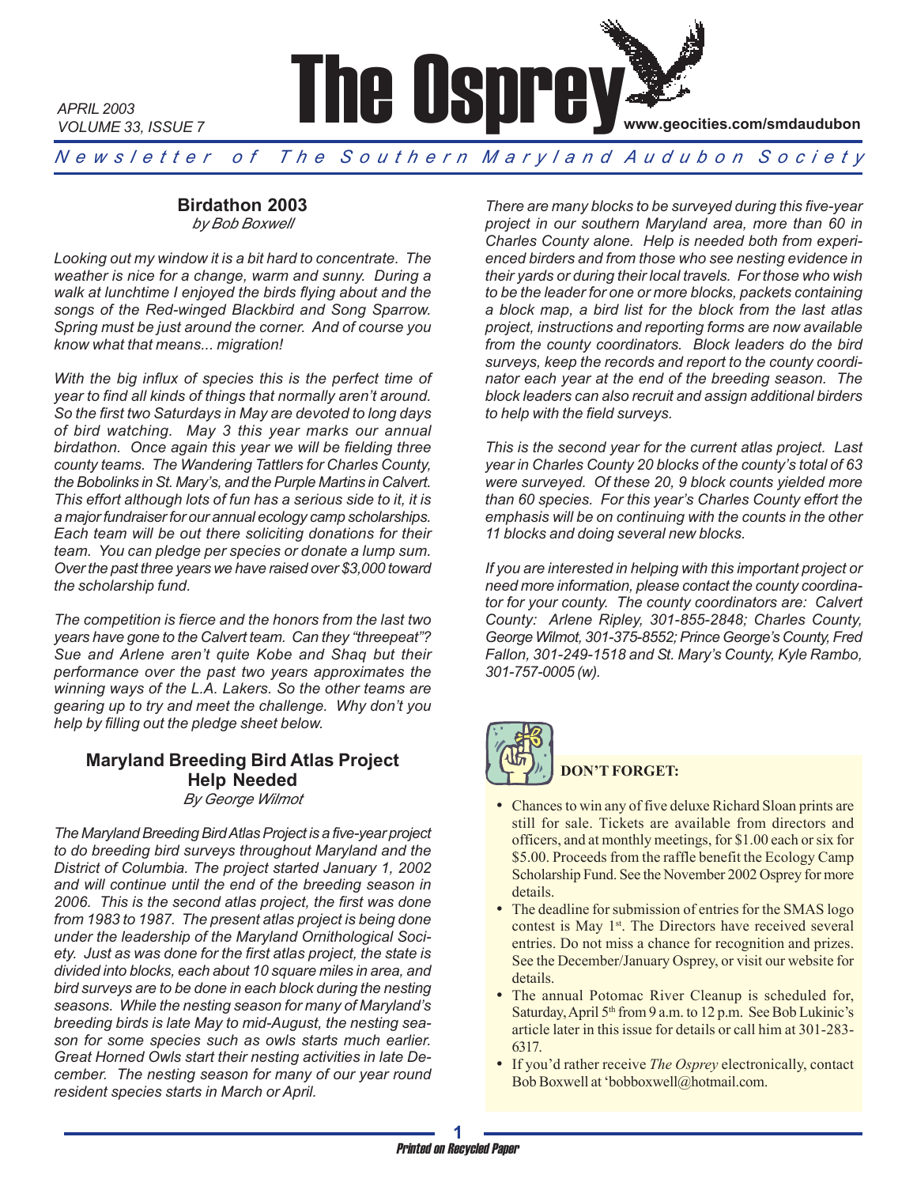APRIL 2003
VOLUME 33, ISSUE 7

# The Osprey

www.geocities.com/smdaudubon

*Newsletter of The Southern Maryland Audubon Society*

## Birdathon 2003

*by Bob Boxwell*

*Looking out my window it is a bit hard to concentrate. The weather is nice for a change, warm and sunny. During a walk at lunchtime I enjoyed the birds flying about and the songs of the Red-winged Blackbird and Song Sparrow. Spring must be just around the corner. And of course you know what that means... migration!*

*With the big influx of species this is the perfect time of year to find all kinds of things that normally aren't around. So the first two Saturdays in May are devoted to long days of bird watching. May 3 this year marks our annual birdathon. Once again this year we will be fielding three county teams. The Wandering Tattlers for Charles County, the Bobolinks in St. Mary's, and the Purple Martins in Calvert. This effort although lots of fun has a serious side to it, it is a major fundraiser for our annual ecology camp scholarships. Each team will be out there soliciting donations for their team. You can pledge per species or donate a lump sum. Over the past three years we have raised over $3,000 toward the scholarship fund.*

*The competition is fierce and the honors from the last two years have gone to the Calvert team. Can they "threepeat"? Sue and Arlene aren't quite Kobe and Shaq but their performance over the past two years approximates the winning ways of the L.A. Lakers. So the other teams are gearing up to try and meet the challenge. Why don't you help by filling out the pledge sheet below.*

## Maryland Breeding Bird Atlas Project Help Needed

*By George Wilmot*

*The Maryland Breeding Bird Atlas Project is a five-year project to do breeding bird surveys throughout Maryland and the District of Columbia. The project started January 1, 2002 and will continue until the end of the breeding season in 2006. This is the second atlas project, the first was done from 1983 to 1987. The present atlas project is being done under the leadership of the Maryland Ornithological Society. Just as was done for the first atlas project, the state is divided into blocks, each about 10 square miles in area, and bird surveys are to be done in each block during the nesting seasons. While the nesting season for many of Maryland's breeding birds is late May to mid-August, the nesting season for some species such as owls starts much earlier. Great Horned Owls start their nesting activities in late December. The nesting season for many of our year round resident species starts in March or April.*

*There are many blocks to be surveyed during this five-year project in our southern Maryland area, more than 60 in Charles County alone. Help is needed both from experienced birders and from those who see nesting evidence in their yards or during their local travels. For those who wish to be the leader for one or more blocks, packets containing a block map, a bird list for the block from the last atlas project, instructions and reporting forms are now available from the county coordinators. Block leaders do the bird surveys, keep the records and report to the county coordinator each year at the end of the breeding season. The block leaders can also recruit and assign additional birders to help with the field surveys.*

*This is the second year for the current atlas project. Last year in Charles County 20 blocks of the county's total of 63 were surveyed. Of these 20, 9 block counts yielded more than 60 species. For this year's Charles County effort the emphasis will be on continuing with the counts in the other 11 blocks and doing several new blocks.*

*If you are interested in helping with this important project or need more information, please contact the county coordinator for your county. The county coordinators are: Calvert County: Arlene Ripley, 301-855-2848; Charles County, George Wilmot, 301-375-8552; Prince George's County, Fred Fallon, 301-249-1518 and St. Mary's County, Kyle Rambo, 301-757-0005 (w).*

**DON'T FORGET:**

- Chances to win any of five deluxe Richard Sloan prints are still for sale. Tickets are available from directors and officers, and at monthly meetings, for $1.00 each or six for $5.00. Proceeds from the raffle benefit the Ecology Camp Scholarship Fund. See the November 2002 Osprey for more details.
- The deadline for submission of entries for the SMAS logo contest is May 1st. The Directors have received several entries. Do not miss a chance for recognition and prizes. See the December/January Osprey, or visit our website for details.
- The annual Potomac River Cleanup is scheduled for, Saturday, April 5th from 9 a.m. to 12 p.m. See Bob Lukinic's article later in this issue for details or call him at 301-283-6317.
- If you'd rather receive *The Osprey* electronically, contact Bob Boxwell at 'bobboxwell@hotmail.com.

*Printed on Recycled Paper*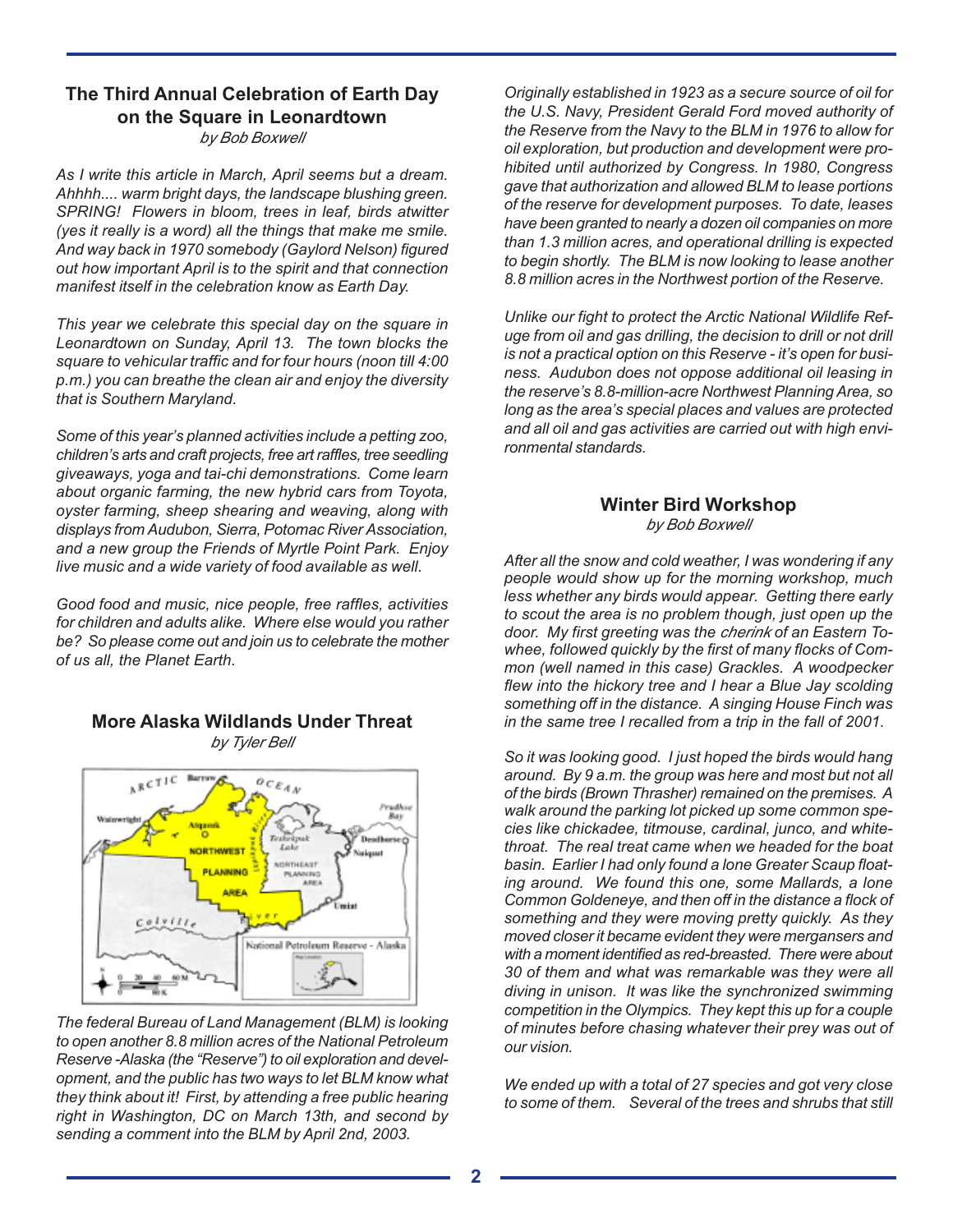## The Third Annual Celebration of Earth Day on the Square in Leonardtown

*by Bob Boxwell*

*As I write this article in March, April seems but a dream. Ahhhh.... warm bright days, the landscape blushing green. SPRING! Flowers in bloom, trees in leaf, birds atwitter (yes it really is a word) all the things that make me smile. And way back in 1970 somebody (Gaylord Nelson) figured out how important April is to the spirit and that connection manifest itself in the celebration know as Earth Day.*

*This year we celebrate this special day on the square in Leonardtown on Sunday, April 13. The town blocks the square to vehicular traffic and for four hours (noon till 4:00 p.m.) you can breathe the clean air and enjoy the diversity that is Southern Maryland.*

*Some of this year's planned activities include a petting zoo, children's arts and craft projects, free art raffles, tree seedling giveaways, yoga and tai-chi demonstrations. Come learn about organic farming, the new hybrid cars from Toyota, oyster farming, sheep shearing and weaving, along with displays from Audubon, Sierra, Potomac River Association, and a new group the Friends of Myrtle Point Park. Enjoy live music and a wide variety of food available as well.*

*Good food and music, nice people, free raffles, activities for children and adults alike. Where else would you rather be? So please come out and join us to celebrate the mother of us all, the Planet Earth.*

## More Alaska Wildlands Under Threat

*by Tyler Bell*

*The federal Bureau of Land Management (BLM) is looking to open another 8.8 million acres of the National Petroleum Reserve -Alaska (the "Reserve") to oil exploration and development, and the public has two ways to let BLM know what they think about it! First, by attending a free public hearing right in Washington, DC on March 13th, and second by sending a comment into the BLM by April 2nd, 2003.*

*Originally established in 1923 as a secure source of oil for the U.S. Navy, President Gerald Ford moved authority of the Reserve from the Navy to the BLM in 1976 to allow for oil exploration, but production and development were prohibited until authorized by Congress. In 1980, Congress gave that authorization and allowed BLM to lease portions of the reserve for development purposes. To date, leases have been granted to nearly a dozen oil companies on more than 1.3 million acres, and operational drilling is expected to begin shortly. The BLM is now looking to lease another 8.8 million acres in the Northwest portion of the Reserve.*

*Unlike our fight to protect the Arctic National Wildlife Refuge from oil and gas drilling, the decision to drill or not drill is not a practical option on this Reserve - it's open for business. Audubon does not oppose additional oil leasing in the reserve's 8.8-million-acre Northwest Planning Area, so long as the area's special places and values are protected and all oil and gas activities are carried out with high environmental standards.*

## Winter Bird Workshop

*by Bob Boxwell*

*After all the snow and cold weather, I was wondering if any people would show up for the morning workshop, much less whether any birds would appear. Getting there early to scout the area is no problem though, just open up the door. My first greeting was the cherink of an Eastern Towhee, followed quickly by the first of many flocks of Common (well named in this case) Grackles. A woodpecker flew into the hickory tree and I hear a Blue Jay scolding something off in the distance. A singing House Finch was in the same tree I recalled from a trip in the fall of 2001.*

*So it was looking good. I just hoped the birds would hang around. By 9 a.m. the group was here and most but not all of the birds (Brown Thrasher) remained on the premises. A walk around the parking lot picked up some common species like chickadee, titmouse, cardinal, junco, and white-throat. The real treat came when we headed for the boat basin. Earlier I had only found a lone Greater Scaup floating around. We found this one, some Mallards, a lone Common Goldeneye, and then off in the distance a flock of something and they were moving pretty quickly. As they moved closer it became evident they were mergansers and with a moment identified as red-breasted. There were about 30 of them and what was remarkable was they were all diving in unison. It was like the synchronized swimming competition in the Olympics. They kept this up for a couple of minutes before chasing whatever their prey was out of our vision.*

*We ended up with a total of 27 species and got very close to some of them. Several of the trees and shrubs that still*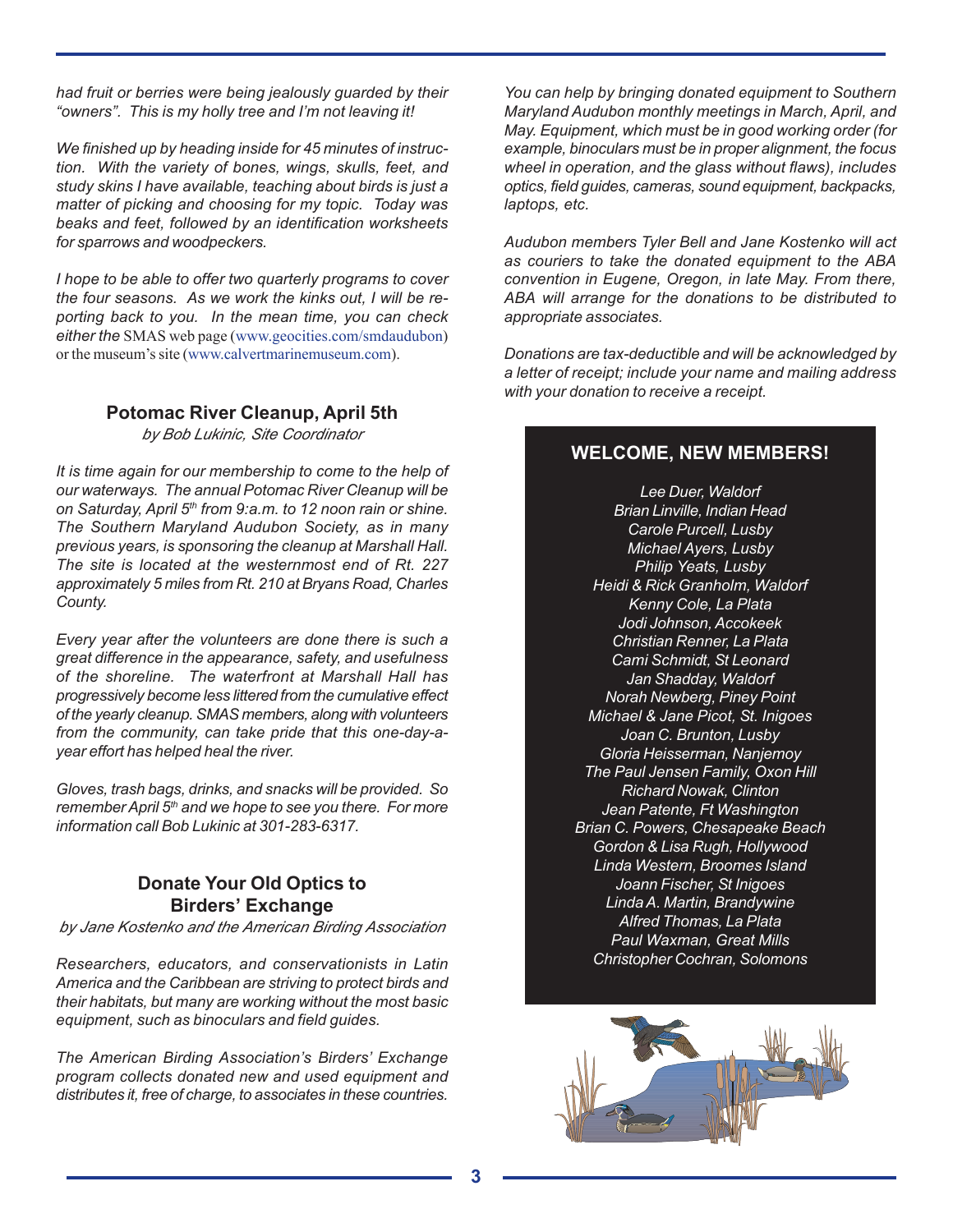*had fruit or berries were being jealously guarded by their "owners". This is my holly tree and I'm not leaving it!*

*We finished up by heading inside for 45 minutes of instruction. With the variety of bones, wings, skulls, feet, and study skins I have available, teaching about birds is just a matter of picking and choosing for my topic. Today was beaks and feet, followed by an identification worksheets for sparrows and woodpeckers.*

*I hope to be able to offer two quarterly programs to cover the four seasons. As we work the kinks out, I will be reporting back to you. In the mean time, you can check either the* SMAS web page (www.geocities.com/smdaudubon) or the museum's site (www.calvertmarinemuseum.com).

## Potomac River Cleanup, April 5th

*by Bob Lukinic, Site Coordinator*

*It is time again for our membership to come to the help of our waterways. The annual Potomac River Cleanup will be on Saturday, April 5th from 9:a.m. to 12 noon rain or shine. The Southern Maryland Audubon Society, as in many previous years, is sponsoring the cleanup at Marshall Hall. The site is located at the westernmost end of Rt. 227 approximately 5 miles from Rt. 210 at Bryans Road, Charles County.*

*Every year after the volunteers are done there is such a great difference in the appearance, safety, and usefulness of the shoreline. The waterfront at Marshall Hall has progressively become less littered from the cumulative effect of the yearly cleanup. SMAS members, along with volunteers from the community, can take pride that this one-day-a-year effort has helped heal the river.*

*Gloves, trash bags, drinks, and snacks will be provided. So remember April 5th and we hope to see you there. For more information call Bob Lukinic at 301-283-6317.*

## Donate Your Old Optics to Birders' Exchange

*by Jane Kostenko and the American Birding Association*

*Researchers, educators, and conservationists in Latin America and the Caribbean are striving to protect birds and their habitats, but many are working without the most basic equipment, such as binoculars and field guides.*

*The American Birding Association's Birders' Exchange program collects donated new and used equipment and distributes it, free of charge, to associates in these countries.*

*You can help by bringing donated equipment to Southern Maryland Audubon monthly meetings in March, April, and May. Equipment, which must be in good working order (for example, binoculars must be in proper alignment, the focus wheel in operation, and the glass without flaws), includes optics, field guides, cameras, sound equipment, backpacks, laptops, etc.*

*Audubon members Tyler Bell and Jane Kostenko will act as couriers to take the donated equipment to the ABA convention in Eugene, Oregon, in late May. From there, ABA will arrange for the donations to be distributed to appropriate associates.*

*Donations are tax-deductible and will be acknowledged by a letter of receipt; include your name and mailing address with your donation to receive a receipt.*

## WELCOME, NEW MEMBERS!

*Lee Duer, Waldorf*
*Brian Linville, Indian Head*
*Carole Purcell, Lusby*
*Michael Ayers, Lusby*
*Philip Yeats, Lusby*
*Heidi & Rick Granholm, Waldorf*
*Kenny Cole, La Plata*
*Jodi Johnson, Accokeek*
*Christian Renner, La Plata*
*Cami Schmidt, St Leonard*
*Jan Shadday, Waldorf*
*Norah Newberg, Piney Point*
*Michael & Jane Picot, St. Inigoes*
*Joan C. Brunton, Lusby*
*Gloria Heisserman, Nanjemoy*
*The Paul Jensen Family, Oxon Hill*
*Richard Nowak, Clinton*
*Jean Patente, Ft Washington*
*Brian C. Powers, Chesapeake Beach*
*Gordon & Lisa Rugh, Hollywood*
*Linda Western, Broomes Island*
*Joann Fischer, St Inigoes*
*Linda A. Martin, Brandywine*
*Alfred Thomas, La Plata*
*Paul Waxman, Great Mills*
*Christopher Cochran, Solomons*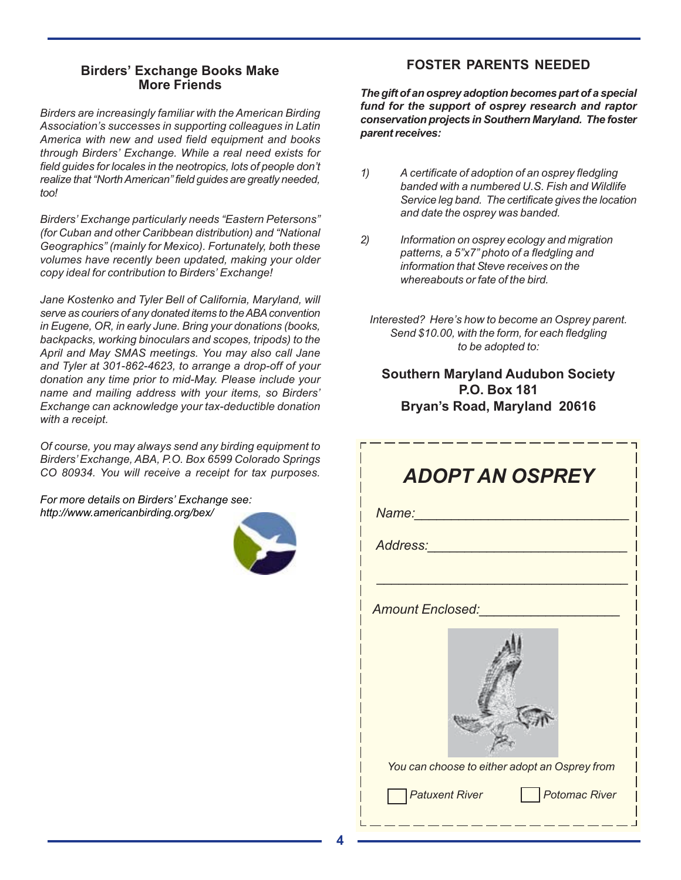## Birders' Exchange Books Make More Friends

*Birders are increasingly familiar with the American Birding Association's successes in supporting colleagues in Latin America with new and used field equipment and books through Birders' Exchange. While a real need exists for field guides for locales in the neotropics, lots of people don't realize that "North American" field guides are greatly needed, too!*

*Birders' Exchange particularly needs "Eastern Petersons" (for Cuban and other Caribbean distribution) and "National Geographics" (mainly for Mexico). Fortunately, both these volumes have recently been updated, making your older copy ideal for contribution to Birders' Exchange!*

*Jane Kostenko and Tyler Bell of California, Maryland, will serve as couriers of any donated items to the ABA convention in Eugene, OR, in early June. Bring your donations (books, backpacks, working binoculars and scopes, tripods) to the April and May SMAS meetings. You may also call Jane and Tyler at 301-862-4623, to arrange a drop-off of your donation any time prior to mid-May. Please include your name and mailing address with your items, so Birders' Exchange can acknowledge your tax-deductible donation with a receipt.*

*Of course, you may always send any birding equipment to Birders' Exchange, ABA, P.O. Box 6599 Colorado Springs CO 80934. You will receive a receipt for tax purposes.*

*For more details on Birders' Exchange see: http://www.americanbirding.org/bex/*

## FOSTER PARENTS NEEDED

***The gift of an osprey adoption becomes part of a special fund for the support of osprey research and raptor conservation projects in Southern Maryland. The foster parent receives:***

1) *A certificate of adoption of an osprey fledgling banded with a numbered U.S. Fish and Wildlife Service leg band. The certificate gives the location and date the osprey was banded.*

2) *Information on osprey ecology and migration patterns, a 5"x7" photo of a fledgling and information that Steve receives on the whereabouts or fate of the bird.*

*Interested? Here's how to become an Osprey parent. Send $10.00, with the form, for each fledgling to be adopted to:*

**Southern Maryland Audubon Society**
**P.O. Box 181**
**Bryan's Road, Maryland 20616**

### *ADOPT AN OSPREY*

*Name:*___________________________

*Address:*_________________________

_________________________________

*Amount Enclosed:*__________________

*You can choose to either adopt an Osprey from*

☐ *Patuxent River* ☐ *Potomac River*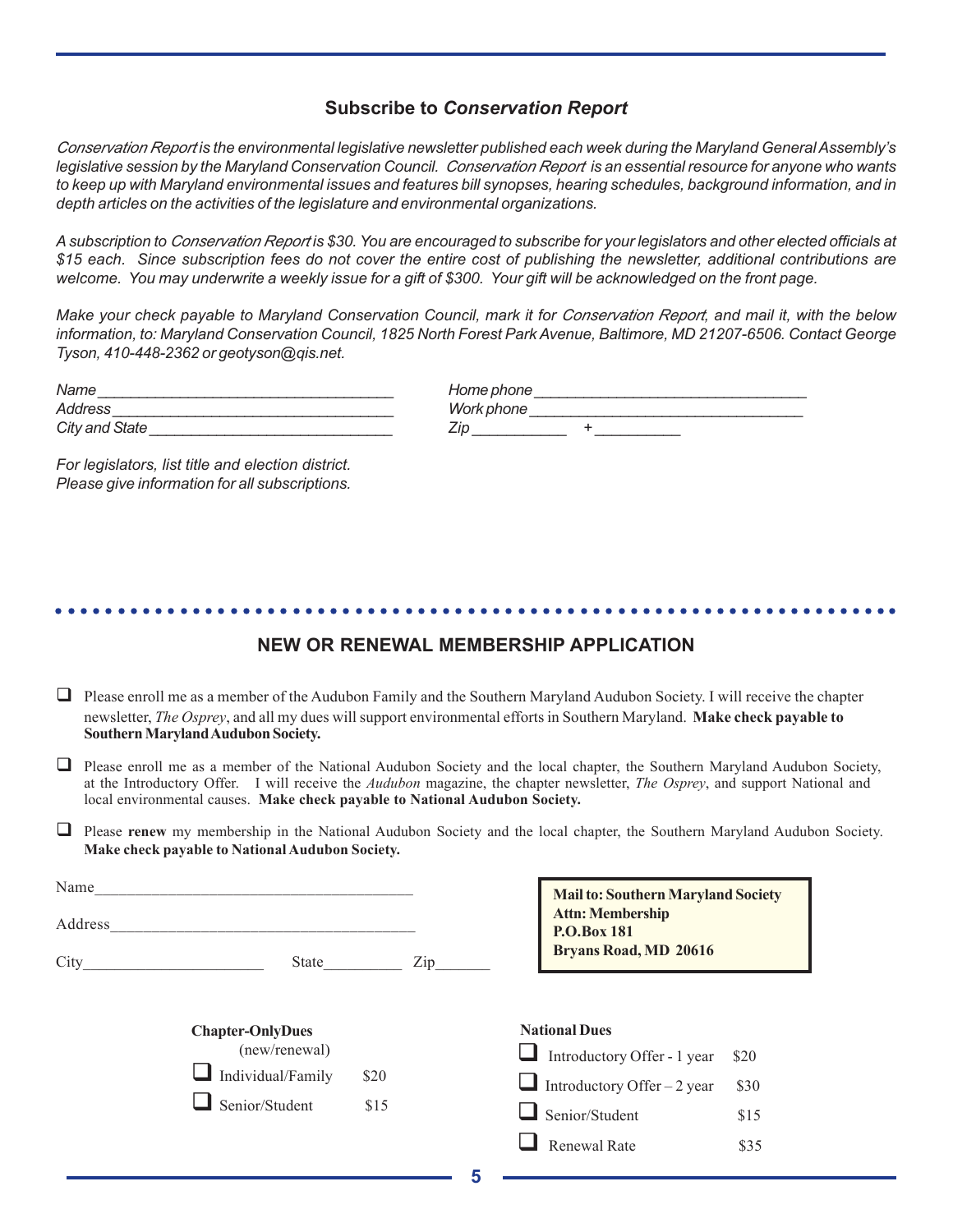## Subscribe to *Conservation Report*

*Conservation Report is the environmental legislative newsletter published each week during the Maryland General Assembly's legislative session by the Maryland Conservation Council. Conservation Report is an essential resource for anyone who wants to keep up with Maryland environmental issues and features bill synopses, hearing schedules, background information, and in depth articles on the activities of the legislature and environmental organizations.*

*A subscription to Conservation Report is $30. You are encouraged to subscribe for your legislators and other elected officials at $15 each. Since subscription fees do not cover the entire cost of publishing the newsletter, additional contributions are welcome. You may underwrite a weekly issue for a gift of $300. Your gift will be acknowledged on the front page.*

*Make your check payable to Maryland Conservation Council, mark it for Conservation Report, and mail it, with the below information, to: Maryland Conservation Council, 1825 North Forest Park Avenue, Baltimore, MD 21207-6506. Contact George Tyson, 410-448-2362 or geotyson@qis.net.*

*Name* ___________________________________ *Home phone* ________________________________
*Address* _________________________________ *Work phone* ________________________________
*City and State* ___________________________ *Zip* ___________ + __________

*For legislators, list title and election district.*
*Please give information for all subscriptions.*

---

## NEW OR RENEWAL MEMBERSHIP APPLICATION

☐ Please enroll me as a member of the Audubon Family and the Southern Maryland Audubon Society. I will receive the chapter newsletter, *The Osprey*, and all my dues will support environmental efforts in Southern Maryland. **Make check payable to Southern Maryland Audubon Society.**

☐ Please enroll me as a member of the National Audubon Society and the local chapter, the Southern Maryland Audubon Society, at the Introductory Offer. I will receive the *Audubon* magazine, the chapter newsletter, *The Osprey*, and support National and local environmental causes. **Make check payable to National Audubon Society.**

☐ Please **renew** my membership in the National Audubon Society and the local chapter, the Southern Maryland Audubon Society. **Make check payable to National Audubon Society.**

Name_______________________________________

Address_____________________________________

City______________________ State__________ Zip_______

**Mail to: Southern Maryland Society**
**Attn: Membership**
**P.O.Box 181**
**Bryans Road, MD 20616**

**Chapter-Only Dues** (new/renewal)

☐ Individual/Family $20
☐ Senior/Student $15

**National Dues**

☐ Introductory Offer - 1 year $20
☐ Introductory Offer – 2 year $30
☐ Senior/Student $15
☐ Renewal Rate $35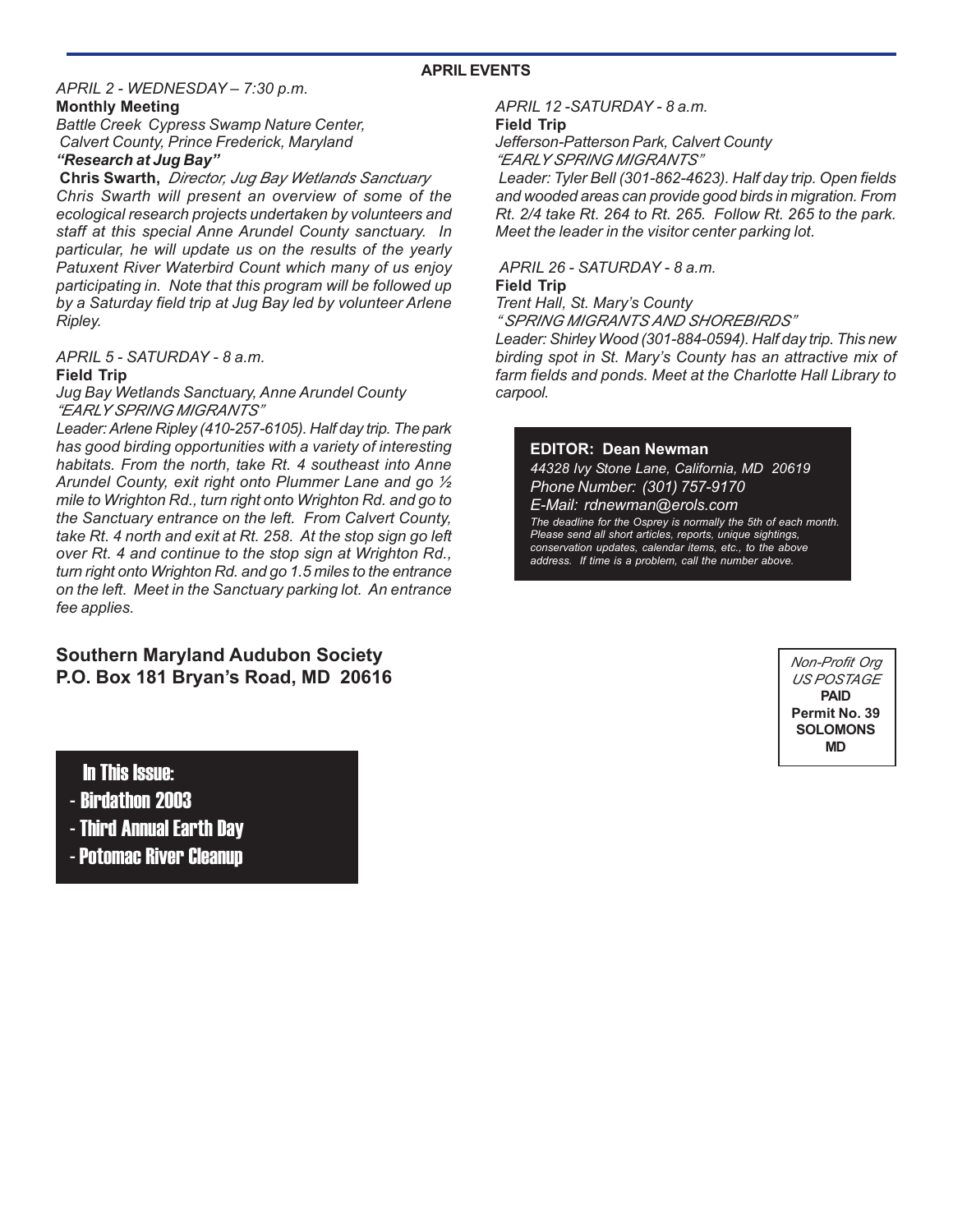## APRIL EVENTS

*APRIL 2 - WEDNESDAY – 7:30 p.m.*

**Monthly Meeting**

*Battle Creek Cypress Swamp Nature Center, Calvert County, Prince Frederick, Maryland*

***"Research at Jug Bay"***

**Chris Swarth,** *Director, Jug Bay Wetlands Sanctuary*

*Chris Swarth will present an overview of some of the ecological research projects undertaken by volunteers and staff at this special Anne Arundel County sanctuary. In particular, he will update us on the results of the yearly Patuxent River Waterbird Count which many of us enjoy participating in. Note that this program will be followed up by a Saturday field trip at Jug Bay led by volunteer Arlene Ripley.*

*APRIL 5 - SATURDAY - 8 a.m.*

**Field Trip**

*Jug Bay Wetlands Sanctuary, Anne Arundel County*

*"EARLY SPRING MIGRANTS"*

*Leader: Arlene Ripley (410-257-6105). Half day trip. The park has good birding opportunities with a variety of interesting habitats. From the north, take Rt. 4 southeast into Anne Arundel County, exit right onto Plummer Lane and go ½ mile to Wrighton Rd., turn right onto Wrighton Rd. and go to the Sanctuary entrance on the left. From Calvert County, take Rt. 4 north and exit at Rt. 258. At the stop sign go left over Rt. 4 and continue to the stop sign at Wrighton Rd., turn right onto Wrighton Rd. and go 1.5 miles to the entrance on the left. Meet in the Sanctuary parking lot. An entrance fee applies.*

*APRIL 12 -SATURDAY - 8 a.m.*

**Field Trip**

*Jefferson-Patterson Park, Calvert County*

*"EARLY SPRING MIGRANTS"*

*Leader: Tyler Bell (301-862-4623). Half day trip. Open fields and wooded areas can provide good birds in migration. From Rt. 2/4 take Rt. 264 to Rt. 265. Follow Rt. 265 to the park. Meet the leader in the visitor center parking lot.*

*APRIL 26 - SATURDAY - 8 a.m.*

**Field Trip**

*Trent Hall, St. Mary's County*

*" SPRING MIGRANTS AND SHOREBIRDS"*

*Leader: Shirley Wood (301-884-0594). Half day trip. This new birding spot in St. Mary's County has an attractive mix of farm fields and ponds. Meet at the Charlotte Hall Library to carpool.*

**EDITOR: Dean Newman**

*44328 Ivy Stone Lane, California, MD 20619*

*Phone Number: (301) 757-9170*

*E-Mail: rdnewman@erols.com*

*The deadline for the Osprey is normally the 5th of each month. Please send all short articles, reports, unique sightings, conservation updates, calendar items, etc., to the above address. If time is a problem, call the number above.*

**Southern Maryland Audubon Society**
**P.O. Box 181 Bryan's Road, MD 20616**

*Non-Profit Org*
*US POSTAGE*
**PAID**
**Permit No. 39**
**SOLOMONS**
**MD**

**In This Issue:**

- Birdathon 2003
- Third Annual Earth Day
- Potomac River Cleanup